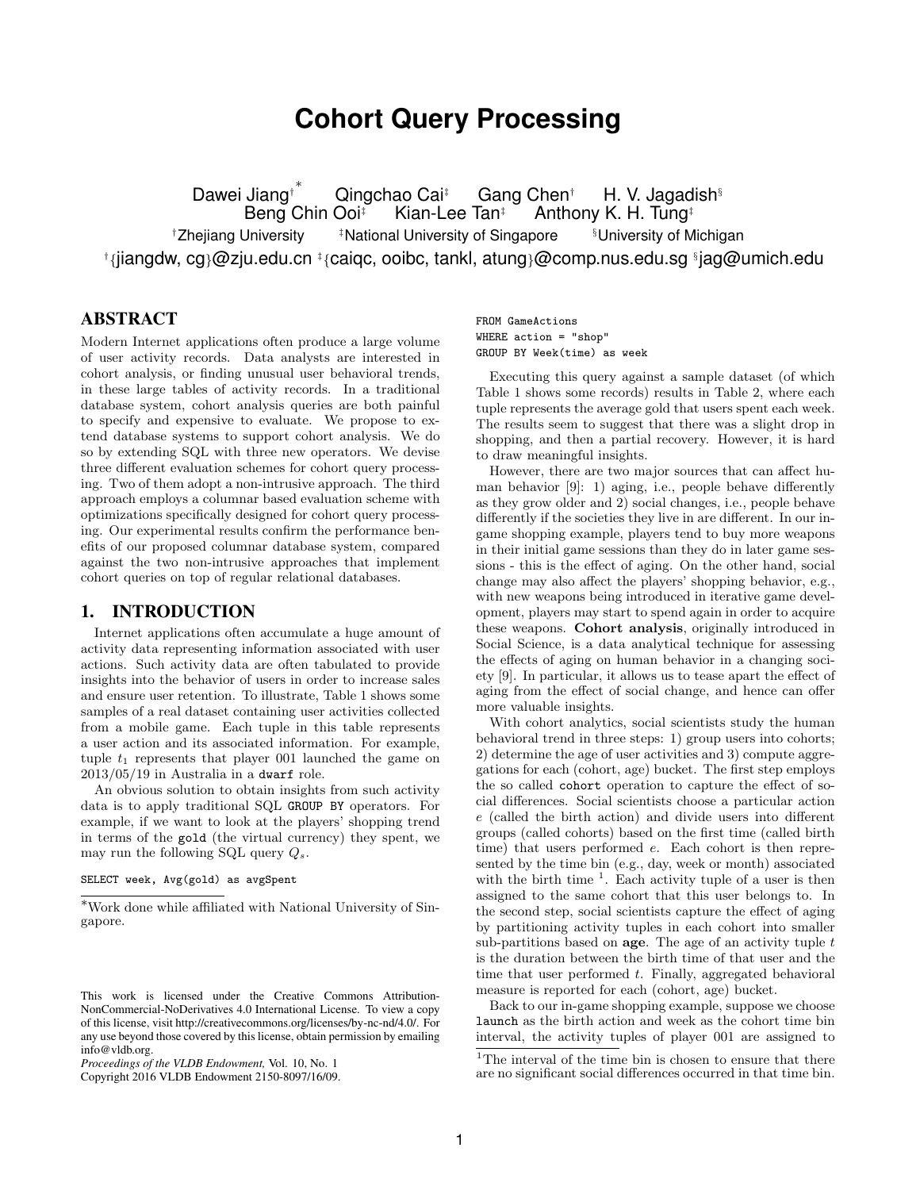# Cohort Query Processing

Dawei Jiang[†] [*] Qingchao Cai[‡] Gang Chen[†] H. V. Jagadish[§]
Beng Chin Ooi[‡] Kian-Lee Tan[‡] Anthony K. H. Tung[‡]

[†]Zhejiang University [‡]National University of Singapore [§]University of Michigan

[†]{jiangdw, cg}@zju.edu.cn [‡]{caiqc, ooibc, tankl, atung}@comp.nus.edu.sg [§]jag@umich.edu

## ABSTRACT

Modern Internet applications often produce a large volume of user activity records. Data analysts are interested in cohort analysis, or finding unusual user behavioral trends, in these large tables of activity records. In a traditional database system, cohort analysis queries are both painful to specify and expensive to evaluate. We propose to extend database systems to support cohort analysis. We do so by extending SQL with three new operators. We devise three different evaluation schemes for cohort query processing. Two of them adopt a non-intrusive approach. The third approach employs a columnar based evaluation scheme with optimizations specifically designed for cohort query processing. Our experimental results confirm the performance benefits of our proposed columnar database system, compared against the two non-intrusive approaches that implement cohort queries on top of regular relational databases.

## 1. INTRODUCTION

Internet applications often accumulate a huge amount of activity data representing information associated with user actions. Such activity data are often tabulated to provide insights into the behavior of users in order to increase sales and ensure user retention. To illustrate, Table 1 shows some samples of a real dataset containing user activities collected from a mobile game. Each tuple in this table represents a user action and its associated information. For example, tuple $t_1$ represents that player 001 launched the game on 2013/05/19 in Australia in a `dwarf` role.

An obvious solution to obtain insights from such activity data is to apply traditional SQL `GROUP BY` operators. For example, if we want to look at the players' shopping trend in terms of the `gold` (the virtual currency) they spent, we may run the following SQL query $Q_s$.

```
SELECT week, Avg(gold) as avgSpent
FROM GameActions
WHERE action = "shop"
GROUP BY Week(time) as week
```

Executing this query against a sample dataset (of which Table 1 shows some records) results in Table 2, where each tuple represents the average gold that users spent each week. The results seem to suggest that there was a slight drop in shopping, and then a partial recovery. However, it is hard to draw meaningful insights.

However, there are two major sources that can affect human behavior [9]: 1) aging, i.e., people behave differently as they grow older and 2) social changes, i.e., people behave differently if the societies they live in are different. In our in-game shopping example, players tend to buy more weapons in their initial game sessions than they do in later game sessions - this is the effect of aging. On the other hand, social change may also affect the players' shopping behavior, e.g., with new weapons being introduced in iterative game development, players may start to spend again in order to acquire these weapons. **Cohort analysis**, originally introduced in Social Science, is a data analytical technique for assessing the effects of aging on human behavior in a changing society [9]. In particular, it allows us to tease apart the effect of aging from the effect of social change, and hence can offer more valuable insights.

With cohort analytics, social scientists study the human behavioral trend in three steps: 1) group users into cohorts; 2) determine the age of user activities and 3) compute aggregations for each (cohort, age) bucket. The first step employs the so called `cohort` operation to capture the effect of social differences. Social scientists choose a particular action $e$ (called the birth action) and divide users into different groups (called cohorts) based on the first time (called birth time) that users performed $e$. Each cohort is then represented by the time bin (e.g., day, week or month) associated with the birth time [1]. Each activity tuple of a user is then assigned to the same cohort that this user belongs to. In the second step, social scientists capture the effect of aging by partitioning activity tuples in each cohort into smaller sub-partitions based on **age**. The age of an activity tuple $t$ is the duration between the birth time of that user and the time that user performed $t$. Finally, aggregated behavioral measure is reported for each (cohort, age) bucket.

Back to our in-game shopping example, suppose we choose `launch` as the birth action and week as the cohort time bin interval, the activity tuples of player 001 are assigned to

[*]Work done while affiliated with National University of Singapore.

[1]The interval of the time bin is chosen to ensure that there are no significant social differences occurred in that time bin.

This work is licensed under the Creative Commons Attribution-NonCommercial-NoDerivatives 4.0 International License. To view a copy of this license, visit http://creativecommons.org/licenses/by-nc-nd/4.0/. For any use beyond those covered by this license, obtain permission by emailing info@vldb.org.
*Proceedings of the VLDB Endowment,* Vol. 10, No. 1
Copyright 2016 VLDB Endowment 2150-8097/16/09.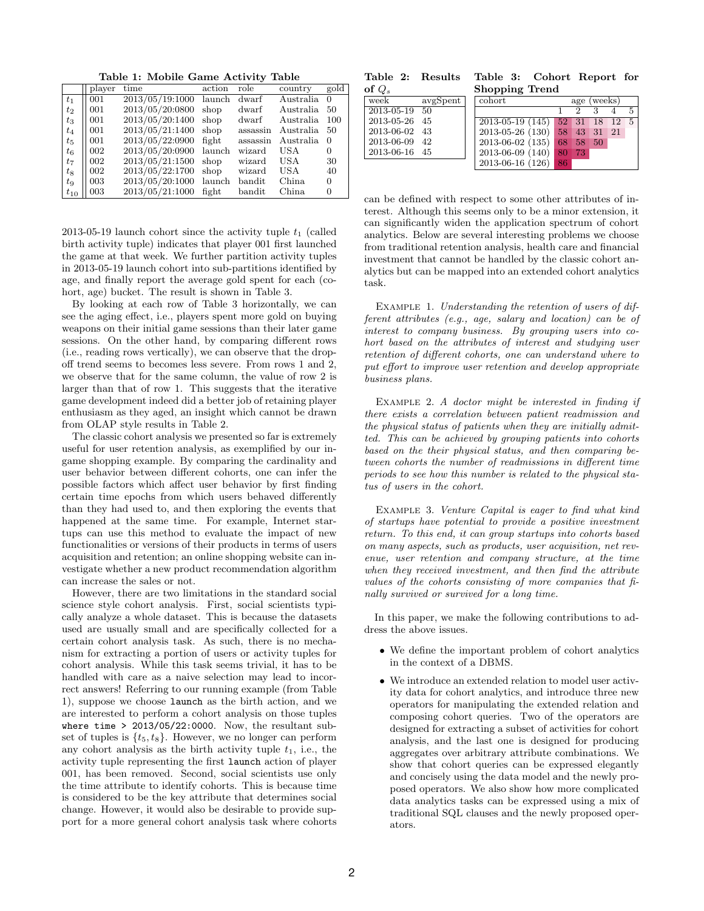**Table 1: Mobile Game Activity Table**

| | player | time | action | role | country | gold |
|---|---|---|---|---|---|---|
| $t_1$ | 001 | 2013/05/19:1000 | launch | dwarf | Australia | 0 |
| $t_2$ | 001 | 2013/05/20:0800 | shop | dwarf | Australia | 50 |
| $t_3$ | 001 | 2013/05/20:1400 | shop | dwarf | Australia | 100 |
| $t_4$ | 001 | 2013/05/21:1400 | shop | assassin | Australia | 50 |
| $t_5$ | 001 | 2013/05/22:0900 | fight | assassin | Australia | 0 |
| $t_6$ | 002 | 2013/05/20:0900 | launch | wizard | USA | 0 |
| $t_7$ | 002 | 2013/05/21:1500 | shop | wizard | USA | 30 |
| $t_8$ | 002 | 2013/05/22:1700 | shop | wizard | USA | 40 |
| $t_9$ | 003 | 2013/05/20:1000 | launch | bandit | China | 0 |
| $t_{10}$ | 003 | 2013/05/21:1000 | fight | bandit | China | 0 |

**Table 2: Results of $Q_s$**

| week | avgSpent |
|---|---|
| 2013-05-19 | 50 |
| 2013-05-26 | 45 |
| 2013-06-02 | 43 |
| 2013-06-09 | 42 |
| 2013-06-16 | 45 |

**Table 3: Cohort Report for Shopping Trend**

| cohort | age (weeks) | | | | |
|---|---|---|---|---|---|
| | 1 | 2 | 3 | 4 | 5 |
| 2013-05-19 (145) | 52 | 31 | 18 | 12 | 5 |
| 2013-05-26 (130) | 58 | 43 | 31 | 21 | |
| 2013-06-02 (135) | 68 | 58 | 50 | | |
| 2013-06-09 (140) | 80 | 73 | | | |
| 2013-06-16 (126) | 86 | | | | |

2013-05-19 launch cohort since the activity tuple $t_1$ (called birth activity tuple) indicates that player 001 first launched the game at that week. We further partition activity tuples in 2013-05-19 launch cohort into sub-partitions identified by age, and finally report the average gold spent for each (cohort, age) bucket. The result is shown in Table 3.

By looking at each row of Table 3 horizontally, we can see the aging effect, i.e., players spent more gold on buying weapons on their initial game sessions than their later game sessions. On the other hand, by comparing different rows (i.e., reading rows vertically), we can observe that the drop-off trend seems to becomes less severe. From rows 1 and 2, we observe that for the same column, the value of row 2 is larger than that of row 1. This suggests that the iterative game development indeed did a better job of retaining player enthusiasm as they aged, an insight which cannot be drawn from OLAP style results in Table 2.

The classic cohort analysis we presented so far is extremely useful for user retention analysis, as exemplified by our in-game shopping example. By comparing the cardinality and user behavior between different cohorts, one can infer the possible factors which affect user behavior by first finding certain time epochs from which users behaved differently than they had used to, and then exploring the events that happened at the same time. For example, Internet startups can use this method to evaluate the impact of new functionalities or versions of their products in terms of users acquisition and retention; an online shopping website can investigate whether a new product recommendation algorithm can increase the sales or not.

However, there are two limitations in the standard social science style cohort analysis. First, social scientists typically analyze a whole dataset. This is because the datasets used are usually small and are specifically collected for a certain cohort analysis task. As such, there is no mechanism for extracting a portion of users or activity tuples for cohort analysis. While this task seems trivial, it has to be handled with care as a naive selection may lead to incorrect answers! Referring to our running example (from Table 1), suppose we choose `launch` as the birth action, and we are interested to perform a cohort analysis on those tuples `where time > 2013/05/22:0000`. Now, the resultant subset of tuples is $\{t_5, t_8\}$. However, we no longer can perform any cohort analysis as the birth activity tuple $t_1$, i.e., the activity tuple representing the first `launch` action of player 001, has been removed. Second, social scientists use only the time attribute to identify cohorts. This is because time is considered to be the key attribute that determines social change. However, it would also be desirable to provide support for a more general cohort analysis task where cohorts can be defined with respect to some other attributes of interest. Although this seems only to be a minor extension, it can significantly widen the application spectrum of cohort analytics. Below are several interesting problems we choose from traditional retention analysis, health care and financial investment that cannot be handled by the classic cohort analytics but can be mapped into an extended cohort analytics task.

Example 1. *Understanding the retention of users of different attributes (e.g., age, salary and location) can be of interest to company business. By grouping users into cohort based on the attributes of interest and studying user retention of different cohorts, one can understand where to put effort to improve user retention and develop appropriate business plans.*

Example 2. *A doctor might be interested in finding if there exists a correlation between patient readmission and the physical status of patients when they are initially admitted. This can be achieved by grouping patients into cohorts based on the their physical status, and then comparing between cohorts the number of readmissions in different time periods to see how this number is related to the physical status of users in the cohort.*

Example 3. *Venture Capital is eager to find what kind of startups have potential to provide a positive investment return. To this end, it can group startups into cohorts based on many aspects, such as products, user acquisition, net revenue, user retention and company structure, at the time when they received investment, and then find the attribute values of the cohorts consisting of more companies that finally survived or survived for a long time.*

In this paper, we make the following contributions to address the above issues.

- We define the important problem of cohort analytics in the context of a DBMS.
- We introduce an extended relation to model user activity data for cohort analytics, and introduce three new operators for manipulating the extended relation and composing cohort queries. Two of the operators are designed for extracting a subset of activities for cohort analysis, and the last one is designed for producing aggregates over arbitrary attribute combinations. We show that cohort queries can be expressed elegantly and concisely using the data model and the newly proposed operators. We also show how more complicated data analytics tasks can be expressed using a mix of traditional SQL clauses and the newly proposed operators.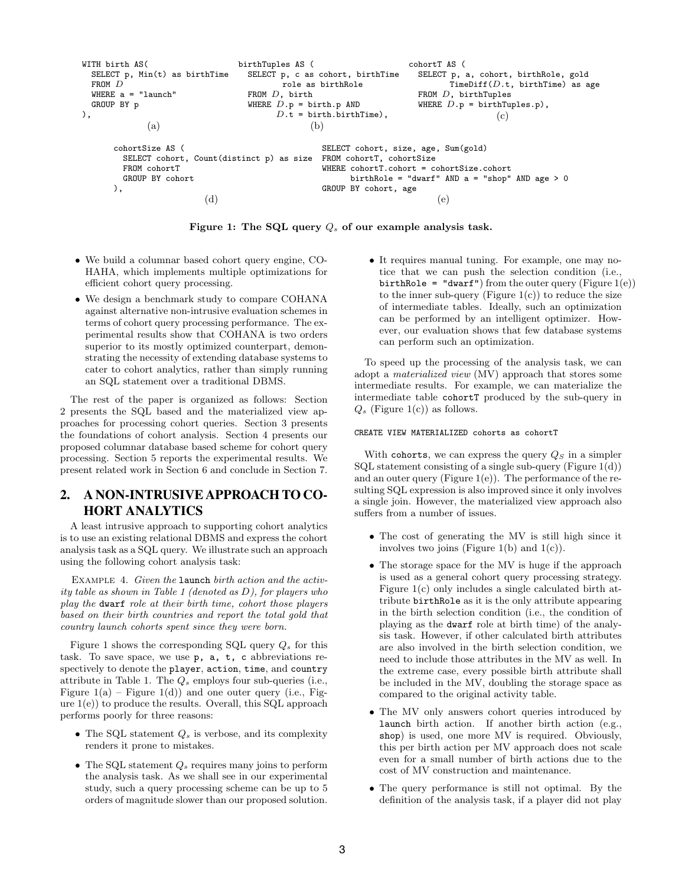```
WITH birth AS(
  SELECT p, Min(t) as birthTime
  FROM D
  WHERE a = "launch"
  GROUP BY p
),
```
(a)

```
birthTuples AS (
  SELECT p, c as cohort, birthTime
         role as birthRole
  FROM D, birth
  WHERE D.p = birth.p AND
        D.t = birth.birthTime),
```
(b)

```
cohortT AS (
  SELECT p, a, cohort, birthRole, gold
         TimeDiff(D.t, birthTime) as age
  FROM D, birthTuples
  WHERE D.p = birthTuples.p),
```
(c)

```
cohortSize AS (
  SELECT cohort, Count(distinct p) as size
  FROM cohortT
  GROUP BY cohort
),
```
(d)

```
SELECT cohort, size, age, Sum(gold)
FROM cohortT, cohortSize
WHERE cohortT.cohort = cohortSize.cohort
      birthRole = "dwarf" AND a = "shop" AND age > 0
GROUP BY cohort, age
```
(e)

**Figure 1: The SQL query $Q_s$ of our example analysis task.**

- We build a columnar based cohort query engine, COHAHA, which implements multiple optimizations for efficient cohort query processing.
- We design a benchmark study to compare COHANA against alternative non-intrusive evaluation schemes in terms of cohort query processing performance. The experimental results show that COHANA is two orders superior to its mostly optimized counterpart, demonstrating the necessity of extending database systems to cater to cohort analytics, rather than simply running an SQL statement over a traditional DBMS.

The rest of the paper is organized as follows: Section 2 presents the SQL based and the materialized view approaches for processing cohort queries. Section 3 presents the foundations of cohort analysis. Section 4 presents our proposed columnar database based scheme for cohort query processing. Section 5 reports the experimental results. We present related work in Section 6 and conclude in Section 7.

## 2. A NON-INTRUSIVE APPROACH TO COHORT ANALYTICS

A least intrusive approach to supporting cohort analytics is to use an existing relational DBMS and express the cohort analysis task as a SQL query. We illustrate such an approach using the following cohort analysis task:

Example 4. *Given the* `launch` *birth action and the activity table as shown in Table 1 (denoted as D), for players who play the* `dwarf` *role at their birth time, cohort those players based on their birth countries and report the total gold that country launch cohorts spent since they were born.*

Figure 1 shows the corresponding SQL query $Q_s$ for this task. To save space, we use `p, a, t, c` abbreviations respectively to denote the `player`, `action`, `time`, and `country` attribute in Table 1. The $Q_s$ employs four sub-queries (i.e., Figure 1(a) – Figure 1(d)) and one outer query (i.e., Figure 1(e)) to produce the results. Overall, this SQL approach performs poorly for three reasons:

- The SQL statement $Q_s$ is verbose, and its complexity renders it prone to mistakes.
- The SQL statement $Q_s$ requires many joins to perform the analysis task. As we shall see in our experimental study, such a query processing scheme can be up to 5 orders of magnitude slower than our proposed solution.
- It requires manual tuning. For example, one may notice that we can push the selection condition (i.e., `birthRole = "dwarf"`) from the outer query (Figure 1(e)) to the inner sub-query (Figure 1(c)) to reduce the size of intermediate tables. Ideally, such an optimization can be performed by an intelligent optimizer. However, our evaluation shows that few database systems can perform such an optimization.

To speed up the processing of the analysis task, we can adopt a *materialized view* (MV) approach that stores some intermediate results. For example, we can materialize the intermediate table `cohortT` produced by the sub-query in $Q_s$ (Figure 1(c)) as follows.

```
CREATE VIEW MATERIALIZED cohorts as cohortT
```

With `cohorts`, we can express the query $Q_S$ in a simpler SQL statement consisting of a single sub-query (Figure 1(d)) and an outer query (Figure 1(e)). The performance of the resulting SQL expression is also improved since it only involves a single join. However, the materialized view approach also suffers from a number of issues.

- The cost of generating the MV is still high since it involves two joins (Figure 1(b) and 1(c)).
- The storage space for the MV is huge if the approach is used as a general cohort query processing strategy. Figure 1(c) only includes a single calculated birth attribute `birthRole` as it is the only attribute appearing in the birth selection condition (i.e., the condition of playing as the `dwarf` role at birth time) of the analysis task. However, if other calculated birth attributes are also involved in the birth selection condition, we need to include those attributes in the MV as well. In the extreme case, every possible birth attribute shall be included in the MV, doubling the storage space as compared to the original activity table.
- The MV only answers cohort queries introduced by `launch` birth action. If another birth action (e.g., `shop`) is used, one more MV is required. Obviously, this per birth action per MV approach does not scale even for a small number of birth actions due to the cost of MV construction and maintenance.
- The query performance is still not optimal. By the definition of the analysis task, if a player did not play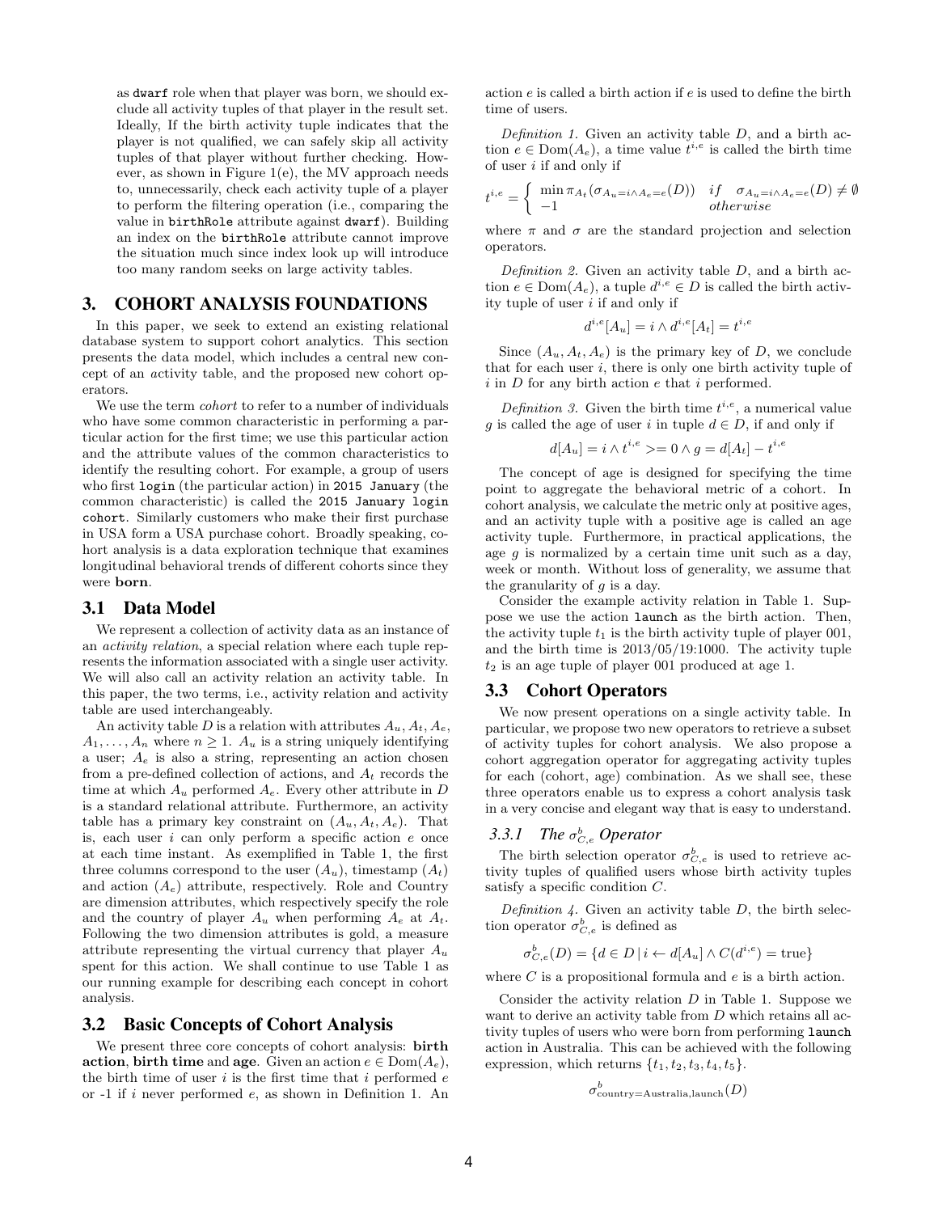as `dwarf` role when that player was born, we should exclude all activity tuples of that player in the result set. Ideally, If the birth activity tuple indicates that the player is not qualified, we can safely skip all activity tuples of that player without further checking. However, as shown in Figure 1(e), the MV approach needs to, unnecessarily, check each activity tuple of a player to perform the filtering operation (i.e., comparing the value in `birthRole` attribute against `dwarf`). Building an index on the `birthRole` attribute cannot improve the situation much since index look up will introduce too many random seeks on large activity tables.

## 3. COHORT ANALYSIS FOUNDATIONS

In this paper, we seek to extend an existing relational database system to support cohort analytics. This section presents the data model, which includes a central new concept of an *a*ctivity table, and the proposed new cohort operators.

We use the term *cohort* to refer to a number of individuals who have some common characteristic in performing a particular action for the first time; we use this particular action and the attribute values of the common characteristics to identify the resulting cohort. For example, a group of users who first `login` (the particular action) in `2015 January` (the common characteristic) is called the `2015 January login cohort`. Similarly customers who make their first purchase in USA form a USA purchase cohort. Broadly speaking, cohort analysis is a data exploration technique that examines longitudinal behavioral trends of different cohorts since they were **born**.

### 3.1 Data Model

We represent a collection of activity data as an instance of an *activity relation*, a special relation where each tuple represents the information associated with a single user activity. We will also call an activity relation an activity table. In this paper, the two terms, i.e., activity relation and activity table are used interchangeably.

An activity table $D$ is a relation with attributes $A_u, A_t, A_e, A_1, \ldots, A_n$ where $n \geq 1$. $A_u$ is a string uniquely identifying a user; $A_e$ is also a string, representing an action chosen from a pre-defined collection of actions, and $A_t$ records the time at which $A_u$ performed $A_e$. Every other attribute in $D$ is a standard relational attribute. Furthermore, an activity table has a primary key constraint on $(A_u, A_t, A_e)$. That is, each user $i$ can only perform a specific action $e$ once at each time instant. As exemplified in Table 1, the first three columns correspond to the user $(A_u)$, timestamp $(A_t)$ and action $(A_e)$ attribute, respectively. Role and Country are dimension attributes, which respectively specify the role and the country of player $A_u$ when performing $A_e$ at $A_t$. Following the two dimension attributes is gold, a measure attribute representing the virtual currency that player $A_u$ spent for this action. We shall continue to use Table 1 as our running example for describing each concept in cohort analysis.

### 3.2 Basic Concepts of Cohort Analysis

We present three core concepts of cohort analysis: **birth action**, **birth time** and **age**. Given an action $e \in \text{Dom}(A_e)$, the birth time of user $i$ is the first time that $i$ performed $e$ or -1 if $i$ never performed $e$, as shown in Definition 1. An action $e$ is called a birth action if $e$ is used to define the birth time of users.

*Definition 1.* Given an activity table $D$, and a birth action $e \in \text{Dom}(A_e)$, a time value $t^{i,e}$ is called the birth time of user $i$ if and only if

$$t^{i,e} = \begin{cases} \min \pi_{A_t}(\sigma_{A_u=i \wedge A_e=e}(D)) & if \quad \sigma_{A_u=i \wedge A_e=e}(D) \neq \emptyset \\ -1 & otherwise \end{cases}$$

where $\pi$ and $\sigma$ are the standard projection and selection operators.

*Definition 2.* Given an activity table $D$, and a birth action $e \in \text{Dom}(A_e)$, a tuple $d^{i,e} \in D$ is called the birth activity tuple of user $i$ if and only if

$$d^{i,e}[A_u] = i \wedge d^{i,e}[A_t] = t^{i,e}$$

Since $(A_u, A_t, A_e)$ is the primary key of $D$, we conclude that for each user $i$, there is only one birth activity tuple of $i$ in $D$ for any birth action $e$ that $i$ performed.

*Definition 3.* Given the birth time $t^{i,e}$, a numerical value $g$ is called the age of user $i$ in tuple $d \in D$, if and only if

$$d[A_u] = i \wedge t^{i,e} >= 0 \wedge g = d[A_t] - t^{i,e}$$

The concept of age is designed for specifying the time point to aggregate the behavioral metric of a cohort. In cohort analysis, we calculate the metric only at positive ages, and an activity tuple with a positive age is called an age activity tuple. Furthermore, in practical applications, the age $g$ is normalized by a certain time unit such as a day, week or month. Without loss of generality, we assume that the granularity of $g$ is a day.

Consider the example activity relation in Table 1. Suppose we use the action `launch` as the birth action. Then, the activity tuple $t_1$ is the birth activity tuple of player 001, and the birth time is 2013/05/19:1000. The activity tuple $t_2$ is an age tuple of player 001 produced at age 1.

### 3.3 Cohort Operators

We now present operations on a single activity table. In particular, we propose two new operators to retrieve a subset of activity tuples for cohort analysis. We also propose a cohort aggregation operator for aggregating activity tuples for each (cohort, age) combination. As we shall see, these three operators enable us to express a cohort analysis task in a very concise and elegant way that is easy to understand.

#### 3.3.1 The $\sigma^b_{C,e}$ Operator

The birth selection operator $\sigma^b_{C,e}$ is used to retrieve activity tuples of qualified users whose birth activity tuples satisfy a specific condition $C$.

*Definition 4.* Given an activity table $D$, the birth selection operator $\sigma^b_{C,e}$ is defined as

$$\sigma^b_{C,e}(D) = \{d \in D \,|\, i \leftarrow d[A_u] \wedge C(d^{i,e}) = \text{true}\}$$

where $C$ is a propositional formula and $e$ is a birth action.

Consider the activity relation $D$ in Table 1. Suppose we want to derive an activity table from $D$ which retains all activity tuples of users who were born from performing `launch` action in Australia. This can be achieved with the following expression, which returns $\{t_1, t_2, t_3, t_4, t_5\}$.

$$\sigma^b_{\text{country=Australia,launch}}(D)$$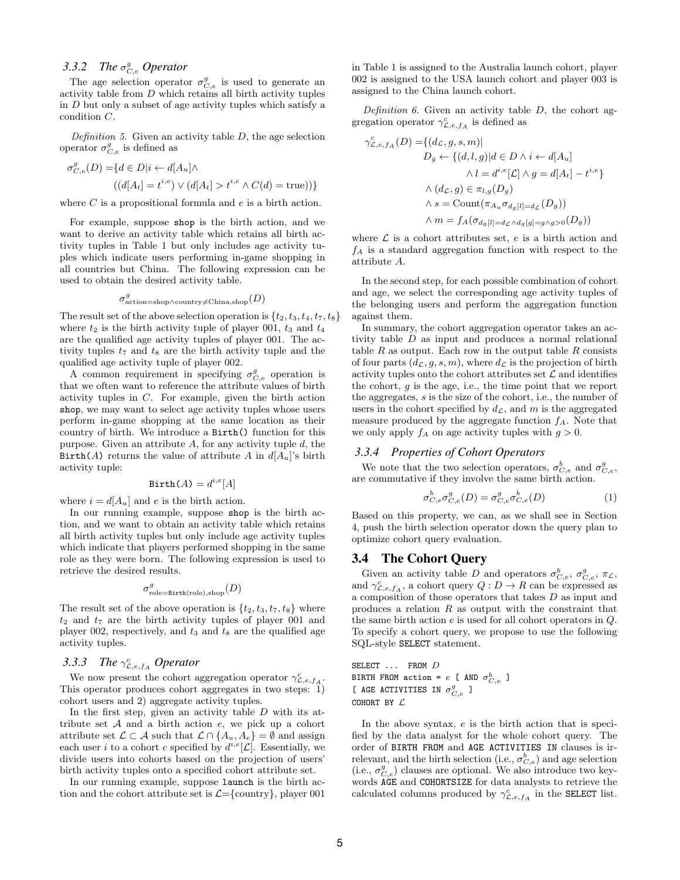### 3.3.2 The $\sigma^g_{C,e}$ Operator

The age selection operator $\sigma^g_{C,e}$ is used to generate an activity table from $D$ which retains all birth activity tuples in $D$ but only a subset of age activity tuples which satisfy a condition $C$.

*Definition 5.* Given an activity table $D$, the age selection operator $\sigma^g_{C,e}$ is defined as

$$\sigma^g_{C,e}(D) = \{d \in D | i \leftarrow d[A_u] \wedge ((d[A_t] = t^{i,e}) \vee (d[A_t] > t^{i,e} \wedge C(d) = \text{true}))\}$$

where $C$ is a propositional formula and $e$ is a birth action.

For example, suppose shop is the birth action, and we want to derive an activity table which retains all birth activity tuples in Table 1 but only includes age activity tuples which indicate users performing in-game shopping in all countries but China. The following expression can be used to obtain the desired activity table.

$$\sigma^g_{\text{action=shop}\wedge\text{country}\neq\text{China},\text{shop}}(D)$$

The result set of the above selection operation is $\{t_2, t_3, t_4, t_7, t_8\}$ where $t_2$ is the birth activity tuple of player 001, $t_3$ and $t_4$ are the qualified age activity tuples of player 001. The activity tuples $t_7$ and $t_8$ are the birth activity tuple and the qualified age activity tuple of player 002.

A common requirement in specifying $\sigma^g_{C,e}$ operation is that we often want to reference the attribute values of birth activity tuples in $C$. For example, given the birth action shop, we may want to select age activity tuples whose users perform in-game shopping at the same location as their country of birth. We introduce a Birth() function for this purpose. Given an attribute $A$, for any activity tuple $d$, the Birth($A$) returns the value of attribute $A$ in $d[A_u]$'s birth activity tuple:

$$\texttt{Birth}(A) = d^{i,e}[A]$$

where $i = d[A_u]$ and $e$ is the birth action.

In our running example, suppose shop is the birth action, and we want to obtain an activity table which retains all birth activity tuples but only include age activity tuples which indicate that players performed shopping in the same role as they were born. The following expression is used to retrieve the desired results.

$$\sigma^g_{\text{role=}\texttt{Birth}\text{(role)},\text{shop}}(D)$$

The result set of the above operation is $\{t_2, t_3, t_7, t_8\}$ where $t_2$ and $t_7$ are the birth activity tuples of player 001 and player 002, respectively, and $t_3$ and $t_8$ are the qualified age activity tuples.

### 3.3.3 The $\gamma^c_{\mathcal{L},e,f_A}$ Operator

We now present the cohort aggregation operator $\gamma^c_{\mathcal{L},e,f_A}$. This operator produces cohort aggregates in two steps: 1) cohort users and 2) aggregate activity tuples.

In the first step, given an activity table $D$ with its attribute set $\mathcal{A}$ and a birth action $e$, we pick up a cohort attribute set $\mathcal{L} \subset \mathcal{A}$ such that $\mathcal{L} \cap \{A_u, A_e\} = \emptyset$ and assign each user $i$ to a cohort $c$ specified by $d^{i,e}[\mathcal{L}]$. Essentially, we divide users into cohorts based on the projection of users' birth activity tuples onto a specified cohort attribute set.

In our running example, suppose launch is the birth action and the cohort attribute set is $\mathcal{L}$={country}, player 001 in Table 1 is assigned to the Australia launch cohort, player 002 is assigned to the USA launch cohort and player 003 is assigned to the China launch cohort.

*Definition 6.* Given an activity table $D$, the cohort aggregation operator $\gamma^c_{\mathcal{L},e,f_A}$ is defined as

$$\begin{aligned}
\gamma^c_{\mathcal{L},e,f_A}(D) = \{(d_\mathcal{L}, g, s, m) |& \\
& D_g \leftarrow \{(d, l, g) | d \in D \wedge i \leftarrow d[A_u] \\
& \quad \wedge l = d^{i,e}[\mathcal{L}] \wedge g = d[A_t] - t^{i,e}\} \\
& \wedge (d_\mathcal{L}, g) \in \pi_{l,g}(D_g) \\
& \wedge s = \text{Count}(\pi_{A_u}\sigma_{d_g[l]=d_\mathcal{L}}(D_g)) \\
& \wedge m = f_A(\sigma_{d_g[l]=d_\mathcal{L} \wedge d_g[g]=g \wedge g>0}(D_g))
\end{aligned}$$

where $\mathcal{L}$ is a cohort attributes set, $e$ is a birth action and $f_A$ is a standard aggregation function with respect to the attribute $A$.

In the second step, for each possible combination of cohort and age, we select the corresponding age activity tuples of the belonging users and perform the aggregation function against them.

In summary, the cohort aggregation operator takes an activity table $D$ as input and produces a normal relational table $R$ as output. Each row in the output table $R$ consists of four parts $(d_\mathcal{L}, g, s, m)$, where $d_\mathcal{L}$ is the projection of birth activity tuples onto the cohort attributes set $\mathcal{L}$ and identifies the cohort, $g$ is the age, i.e., the time point that we report the aggregates, $s$ is the size of the cohort, i.e., the number of users in the cohort specified by $d_\mathcal{L}$, and $m$ is the aggregated measure produced by the aggregate function $f_A$. Note that we only apply $f_A$ on age activity tuples with $g > 0$.

### 3.3.4 Properties of Cohort Operators

We note that the two selection operators, $\sigma^b_{C,e}$ and $\sigma^g_{C,e}$, are commutative if they involve the same birth action.

$$\sigma^b_{C,e}\sigma^g_{C,e}(D) = \sigma^g_{C,e}\sigma^b_{C,e}(D) \quad (1)$$

Based on this property, we can, as we shall see in Section 4, push the birth selection operator down the query plan to optimize cohort query evaluation.

## 3.4 The Cohort Query

Given an activity table $D$ and operators $\sigma^b_{C,e}$, $\sigma^g_{C,e}$, $\pi_\mathcal{L}$, and $\gamma^c_{\mathcal{L},e,f_A}$, a cohort query $Q : D \to R$ can be expressed as a composition of those operators that takes $D$ as input and produces a relation $R$ as output with the constraint that the same birth action $e$ is used for all cohort operators in $Q$. To specify a cohort query, we propose to use the following SQL-style SELECT statement.

```
SELECT ... FROM D
BIRTH FROM action = e [ AND σ^b_{C,e} ]
[ AGE ACTIVITIES IN σ^g_{C,e} ]
COHORT BY L
```

In the above syntax, $e$ is the birth action that is specified by the data analyst for the whole cohort query. The order of BIRTH FROM and AGE ACTIVITIES IN clauses is irrelevant, and the birth selection (i.e., $\sigma^b_{C,e}$) and age selection (i.e., $\sigma^g_{C,e}$) clauses are optional. We also introduce two keywords AGE and COHORTSIZE for data analysts to retrieve the calculated columns produced by $\gamma^c_{\mathcal{L},e,f_A}$ in the SELECT list.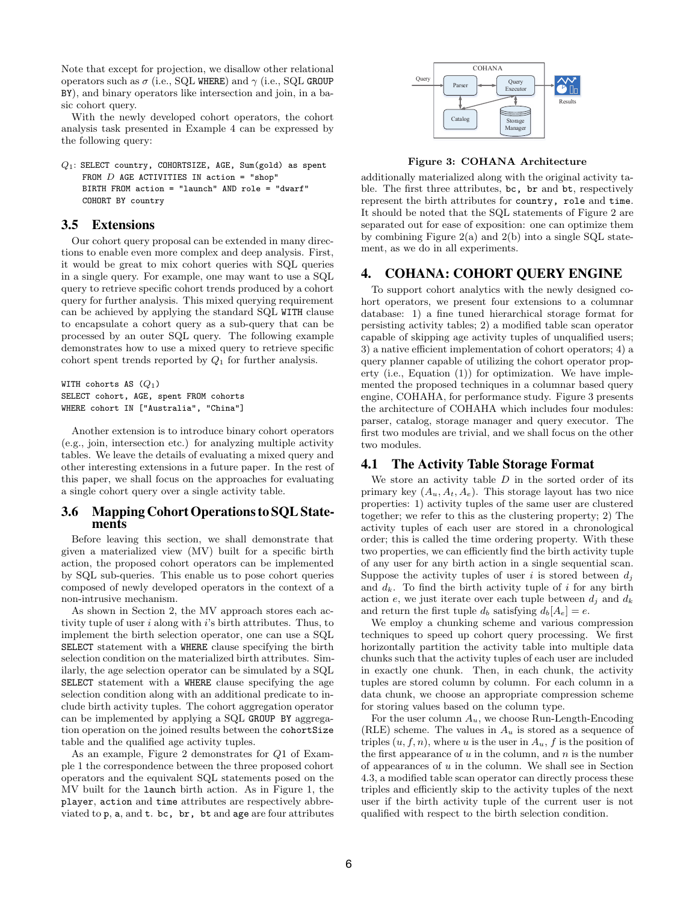Note that except for projection, we disallow other relational operators such as $\sigma$ (i.e., SQL WHERE) and $\gamma$ (i.e., SQL GROUP BY), and binary operators like intersection and join, in a basic cohort query.

With the newly developed cohort operators, the cohort analysis task presented in Example 4 can be expressed by the following query:

```
Q1: SELECT country, COHORTSIZE, AGE, Sum(gold) as spent
    FROM D AGE ACTIVITIES IN action = "shop"
    BIRTH FROM action = "launch" AND role = "dwarf"
    COHORT BY country
```

### 3.5 Extensions

Our cohort query proposal can be extended in many directions to enable even more complex and deep analysis. First, it would be great to mix cohort queries with SQL queries in a single query. For example, one may want to use a SQL query to retrieve specific cohort trends produced by a cohort query for further analysis. This mixed querying requirement can be achieved by applying the standard SQL WITH clause to encapsulate a cohort query as a sub-query that can be processed by an outer SQL query. The following example demonstrates how to use a mixed query to retrieve specific cohort spent trends reported by $Q_1$ for further analysis.

```
WITH cohorts AS (Q1)
SELECT cohort, AGE, spent FROM cohorts
WHERE cohort IN ["Australia", "China"]
```

Another extension is to introduce binary cohort operators (e.g., join, intersection etc.) for analyzing multiple activity tables. We leave the details of evaluating a mixed query and other interesting extensions in a future paper. In the rest of this paper, we shall focus on the approaches for evaluating a single cohort query over a single activity table.

### 3.6 Mapping Cohort Operations to SQL Statements

Before leaving this section, we shall demonstrate that given a materialized view (MV) built for a specific birth action, the proposed cohort operators can be implemented by SQL sub-queries. This enable us to pose cohort queries composed of newly developed operators in the context of a non-intrusive mechanism.

As shown in Section 2, the MV approach stores each activity tuple of user $i$ along with $i$'s birth attributes. Thus, to implement the birth selection operator, one can use a SQL SELECT statement with a WHERE clause specifying the birth selection condition on the materialized birth attributes. Similarly, the age selection operator can be simulated by a SQL SELECT statement with a WHERE clause specifying the age selection condition along with an additional predicate to include birth activity tuples. The cohort aggregation operator can be implemented by applying a SQL GROUP BY aggregation operation on the joined results between the cohortSize table and the qualified age activity tuples.

As an example, Figure 2 demonstrates for $Q1$ of Example 1 the correspondence between the three proposed cohort operators and the equivalent SQL statements posed on the MV built for the launch birth action. As in Figure 1, the player, action and time attributes are respectively abbreviated to p, a, and t. bc, br, bt and age are four attributes additionally materialized along with the original activity table. The first three attributes, bc, br and bt, respectively represent the birth attributes for country, role and time. It should be noted that the SQL statements of Figure 2 are separated out for ease of exposition: one can optimize them by combining Figure 2(a) and 2(b) into a single SQL statement, as we do in all experiments.

COHANA

Query

Parser

Query Executor

Catalog

Storage Manager

Results

**Figure 3: COHANA Architecture**

## 4. COHANA: COHORT QUERY ENGINE

To support cohort analytics with the newly designed cohort operators, we present four extensions to a columnar database: 1) a fine tuned hierarchical storage format for persisting activity tables; 2) a modified table scan operator capable of skipping age activity tuples of unqualified users; 3) a native efficient implementation of cohort operators; 4) a query planner capable of utilizing the cohort operator property (i.e., Equation (1)) for optimization. We have implemented the proposed techniques in a columnar based query engine, COHAHA, for performance study. Figure 3 presents the architecture of COHAHA which includes four modules: parser, catalog, storage manager and query executor. The first two modules are trivial, and we shall focus on the other two modules.

### 4.1 The Activity Table Storage Format

We store an activity table $D$ in the sorted order of its primary key $(A_u, A_t, A_e)$. This storage layout has two nice properties: 1) activity tuples of the same user are clustered together; we refer to this as the clustering property; 2) The activity tuples of each user are stored in a chronological order; this is called the time ordering property. With these two properties, we can efficiently find the birth activity tuple of any user for any birth action in a single sequential scan. Suppose the activity tuples of user $i$ is stored between $d_j$ and $d_k$. To find the birth activity tuple of $i$ for any birth action $e$, we just iterate over each tuple between $d_j$ and $d_k$ and return the first tuple $d_b$ satisfying $d_b[A_e] = e$.

We employ a chunking scheme and various compression techniques to speed up cohort query processing. We first horizontally partition the activity table into multiple data chunks such that the activity tuples of each user are included in exactly one chunk. Then, in each chunk, the activity tuples are stored column by column. For each column in a data chunk, we choose an appropriate compression scheme for storing values based on the column type.

For the user column $A_u$, we choose Run-Length-Encoding (RLE) scheme. The values in $A_u$ is stored as a sequence of triples $(u, f, n)$, where $u$ is the user in $A_u$, $f$ is the position of the first appearance of $u$ in the column, and $n$ is the number of appearances of $u$ in the column. We shall see in Section 4.3, a modified table scan operator can directly process these triples and efficiently skip to the activity tuples of the next user if the birth activity tuple of the current user is not qualified with respect to the birth selection condition.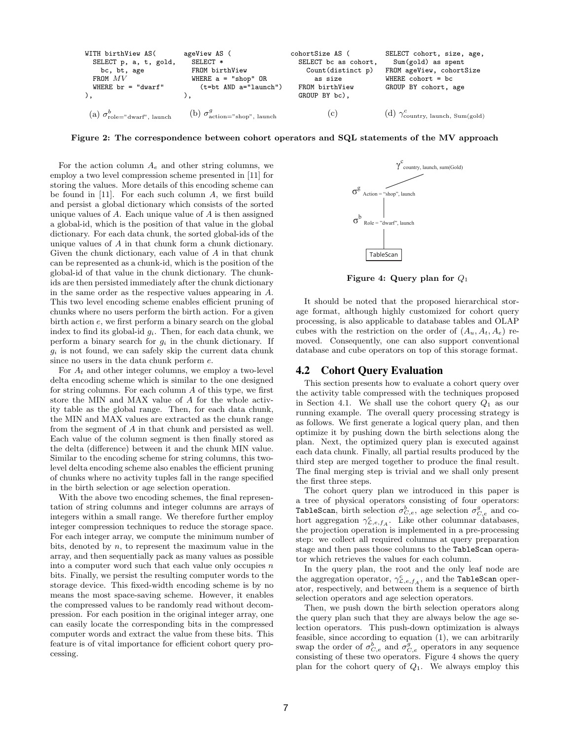```
WITH birthView AS(
  SELECT p, a, t, gold,
    bc, bt, age
  FROM MV
  WHERE br = "dwarf"
),
```

(a) $\sigma^{b}_{\text{role="dwarf"}, \text{launch}}$

```
ageView AS (
  SELECT *
  FROM birthView
  WHERE a = "shop" OR
    (t=bt AND a="launch")
),
```

(b) $\sigma^{g}_{\text{action="shop"}, \text{launch}}$

```
cohortSize AS (
  SELECT bc as cohort,
    Count(distinct p)
      as size
  FROM birthView
  GROUP BY bc),
```

(c)

```
SELECT cohort, size, age,
  Sum(gold) as spent
FROM ageView, cohortSize
WHERE cohort = bc
GROUP BY cohort, age
```

(d) $\gamma^{c}_{\text{country}, \text{launch}, \text{Sum(gold)}}$

**Figure 2: The correspondence between cohort operators and SQL statements of the MV approach**

For the action column $A_e$ and other string columns, we employ a two level compression scheme presented in [11] for storing the values. More details of this encoding scheme can be found in [11]. For each such column $A$, we first build and persist a global dictionary which consists of the sorted unique values of $A$. Each unique value of $A$ is then assigned a global-id, which is the position of that value in the global dictionary. For each data chunk, the sorted global-ids of the unique values of $A$ in that chunk form a chunk dictionary. Given the chunk dictionary, each value of $A$ in that chunk can be represented as a chunk-id, which is the position of the global-id of that value in the chunk dictionary. The chunk-ids are then persisted immediately after the chunk dictionary in the same order as the respective values appearing in $A$. This two level encoding scheme enables efficient pruning of chunks where no users perform the birth action. For a given birth action $e$, we first perform a binary search on the global index to find its global-id $g_i$. Then, for each data chunk, we perform a binary search for $g_i$ in the chunk dictionary. If $g_i$ is not found, we can safely skip the current data chunk since no users in the data chunk perform $e$.

For $A_t$ and other integer columns, we employ a two-level delta encoding scheme which is similar to the one designed for string columns. For each column $A$ of this type, we first store the MIN and MAX value of $A$ for the whole activity table as the global range. Then, for each data chunk, the MIN and MAX values are extracted as the chunk range from the segment of $A$ in that chunk and persisted as well. Each value of the column segment is then finally stored as the delta (difference) between it and the chunk MIN value. Similar to the encoding scheme for string columns, this two-level delta encoding scheme also enables the efficient pruning of chunks where no activity tuples fall in the range specified in the birth selection or age selection operation.

With the above two encoding schemes, the final representation of string columns and integer columns are arrays of integers within a small range. We therefore further employ integer compression techniques to reduce the storage space. For each integer array, we compute the minimum number of bits, denoted by $n$, to represent the maximum value in the array, and then sequentially pack as many values as possible into a computer word such that each value only occupies $n$ bits. Finally, we persist the resulting computer words to the storage device. This fixed-width encoding scheme is by no means the most space-saving scheme. However, it enables the compressed values to be randomly read without decompression. For each position in the original integer array, one can easily locate the corresponding bits in the compressed computer words and extract the value from these bits. This feature is of vital importance for efficient cohort query processing.

$\gamma^{c}_{\text{country, launch, sum(Gold)}}$

$\sigma^{g}_{\text{Action = "shop", launch}}$

$\sigma^{b}_{\text{Role = "dwarf", launch}}$

TableScan

**Figure 4: Query plan for $Q_1$**

It should be noted that the proposed hierarchical storage format, although highly customized for cohort query processing, is also applicable to database tables and OLAP cubes with the restriction on the order of $(A_u, A_t, A_e)$ removed. Consequently, one can also support conventional database and cube operators on top of this storage format.

## 4.2 Cohort Query Evaluation

This section presents how to evaluate a cohort query over the activity table compressed with the techniques proposed in Section 4.1. We shall use the cohort query $Q_1$ as our running example. The overall query processing strategy is as follows. We first generate a logical query plan, and then optimize it by pushing down the birth selections along the plan. Next, the optimized query plan is executed against each data chunk. Finally, all partial results produced by the third step are merged together to produce the final result. The final merging step is trivial and we shall only present the first three steps.

The cohort query plan we introduced in this paper is a tree of physical operators consisting of four operators: TableScan, birth selection $\sigma^{b}_{C,e}$, age selection $\sigma^{g}_{C,e}$ and cohort aggregation $\gamma^{c}_{\mathcal{L},e,f_A}$. Like other columnar databases, the projection operation is implemented in a pre-processing step: we collect all required columns at query preparation stage and then pass those columns to the TableScan operator which retrieves the values for each column.

In the query plan, the root and the only leaf node are the aggregation operator, $\gamma^{c}_{\mathcal{L},e,f_A}$, and the TableScan operator, respectively, and between them is a sequence of birth selection operators and age selection operators.

Then, we push down the birth selection operators along the query plan such that they are always below the age selection operators. This push-down optimization is always feasible, since according to equation (1), we can arbitrarily swap the order of $\sigma^{b}_{C,e}$ and $\sigma^{g}_{C,e}$ operators in any sequence consisting of these two operators. Figure 4 shows the query plan for the cohort query of $Q_1$. We always employ this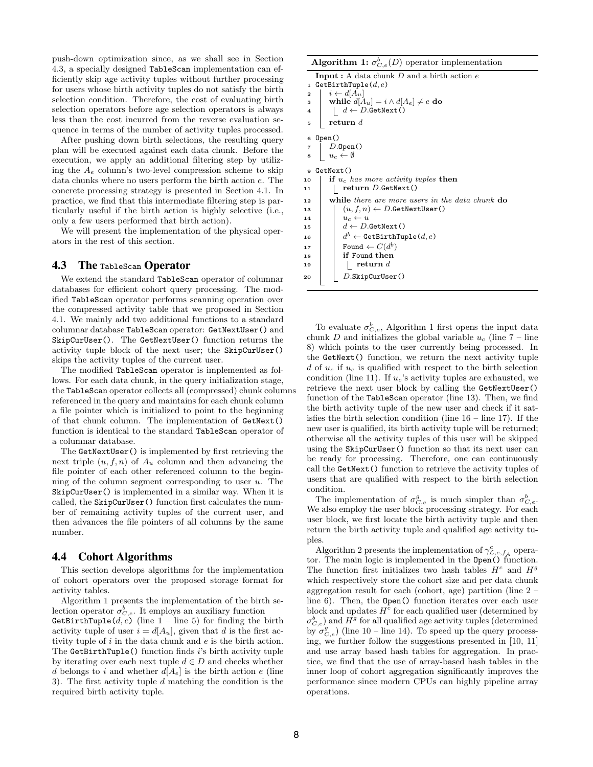push-down optimization since, as we shall see in Section 4.3, a specially designed TableScan implementation can efficiently skip age activity tuples without further processing for users whose birth activity tuples do not satisfy the birth selection condition. Therefore, the cost of evaluating birth selection operators before age selection operators is always less than the cost incurred from the reverse evaluation sequence in terms of the number of activity tuples processed.

After pushing down birth selections, the resulting query plan will be executed against each data chunk. Before the execution, we apply an additional filtering step by utilizing the $A_e$ column's two-level compression scheme to skip data chunks where no users perform the birth action $e$. The concrete processing strategy is presented in Section 4.1. In practice, we find that this intermediate filtering step is particularly useful if the birth action is highly selective (i.e., only a few users performed that birth action).

We will present the implementation of the physical operators in the rest of this section.

### 4.3 The TableScan Operator

We extend the standard TableScan operator of columnar databases for efficient cohort query processing. The modified TableScan operator performs scanning operation over the compressed activity table that we proposed in Section 4.1. We mainly add two additional functions to a standard columnar database TableScan operator: GetNextUser() and SkipCurUser(). The GetNextUser() function returns the activity tuple block of the next user; the SkipCurUser() skips the activity tuples of the current user.

The modified TableScan operator is implemented as follows. For each data chunk, in the query initialization stage, the TableScan operator collects all (compressed) chunk columns referenced in the query and maintains for each chunk column a file pointer which is initialized to point to the beginning of that chunk column. The implementation of GetNext() function is identical to the standard TableScan operator of a columnar database.

The GetNextUser() is implemented by first retrieving the next triple $(u, f, n)$ of $A_u$ column and then advancing the file pointer of each other referenced column to the beginning of the column segment corresponding to user $u$. The SkipCurUser() is implemented in a similar way. When it is called, the SkipCurUser() function first calculates the number of remaining activity tuples of the current user, and then advances the file pointers of all columns by the same number.

### 4.4 Cohort Algorithms

This section develops algorithms for the implementation of cohort operators over the proposed storage format for activity tables.

Algorithm 1 presents the implementation of the birth selection operator $\sigma^b_{C,e}$. It employs an auxiliary function GetBirthTuple$(d, e)$ (line 1 – line 5) for finding the birth activity tuple of user $i = d[A_u]$, given that $d$ is the first activity tuple of $i$ in the data chunk and $e$ is the birth action. The GetBirthTuple() function finds $i$'s birth activity tuple by iterating over each next tuple $d \in D$ and checks whether $d$ belongs to $i$ and whether $d[A_e]$ is the birth action $e$ (line 3). The first activity tuple $d$ matching the condition is the required birth activity tuple.

**Algorithm 1:** $\sigma^b_{C,e}(D)$ operator implementation

```
   Input : A data chunk D and a birth action e
 1 GetBirthTuple(d, e)
 2     i ← d[A_u]
 3     while d[A_u] = i ∧ d[A_e] ≠ e do
 4         d ← D.GetNext()
 5     return d
 6 Open()
 7     D.Open()
 8     u_c ← ∅
 9 GetNext()
10     if u_c has more activity tuples then
11         return D.GetNext()
12     while there are more users in the data chunk do
13         (u, f, n) ← D.GetNextUser()
14         u_c ← u
15         d ← D.GetNext()
16         d^b ← GetBirthTuple(d, e)
17         Found ← C(d^b)
18         if Found then
19             return d
20         D.SkipCurUser()
```

To evaluate $\sigma^b_{C,e}$, Algorithm 1 first opens the input data chunk $D$ and initializes the global variable $u_c$ (line 7 – line 8) which points to the user currently being processed. In the GetNext() function, we return the next activity tuple $d$ of $u_c$ if $u_c$ is qualified with respect to the birth selection condition (line 11). If $u_c$'s activity tuples are exhausted, we retrieve the next user block by calling the GetNextUser() function of the TableScan operator (line 13). Then, we find the birth activity tuple of the new user and check if it satisfies the birth selection condition (line 16 – line 17). If the new user is qualified, its birth activity tuple will be returned; otherwise all the activity tuples of this user will be skipped using the SkipCurUser() function so that its next user can be ready for processing. Therefore, one can continuously call the GetNext() function to retrieve the activity tuples of users that are qualified with respect to the birth selection condition.

The implementation of $\sigma^g_{C,e}$ is much simpler than $\sigma^b_{C,e}$. We also employ the user block processing strategy. For each user block, we first locate the birth activity tuple and then return the birth activity tuple and qualified age activity tuples.

Algorithm 2 presents the implementation of $\gamma^c_{\mathcal{L},e,f_A}$ operator. The main logic is implemented in the Open() function. The function first initializes two hash tables $H^c$ and $H^g$ which respectively store the cohort size and per data chunk aggregation result for each (cohort, age) partition (line 2 – line 6). Then, the Open() function iterates over each user block and updates $H^c$ for each qualified user (determined by $\sigma^b_{C,e}$) and $H^g$ for all qualified age activity tuples (determined by $\sigma^g_{C,e}$) (line 10 – line 14). To speed up the query processing, we further follow the suggestions presented in [10, 11] and use array based hash tables for aggregation. In practice, we find that the use of array-based hash tables in the inner loop of cohort aggregation significantly improves the performance since modern CPUs can highly pipeline array operations.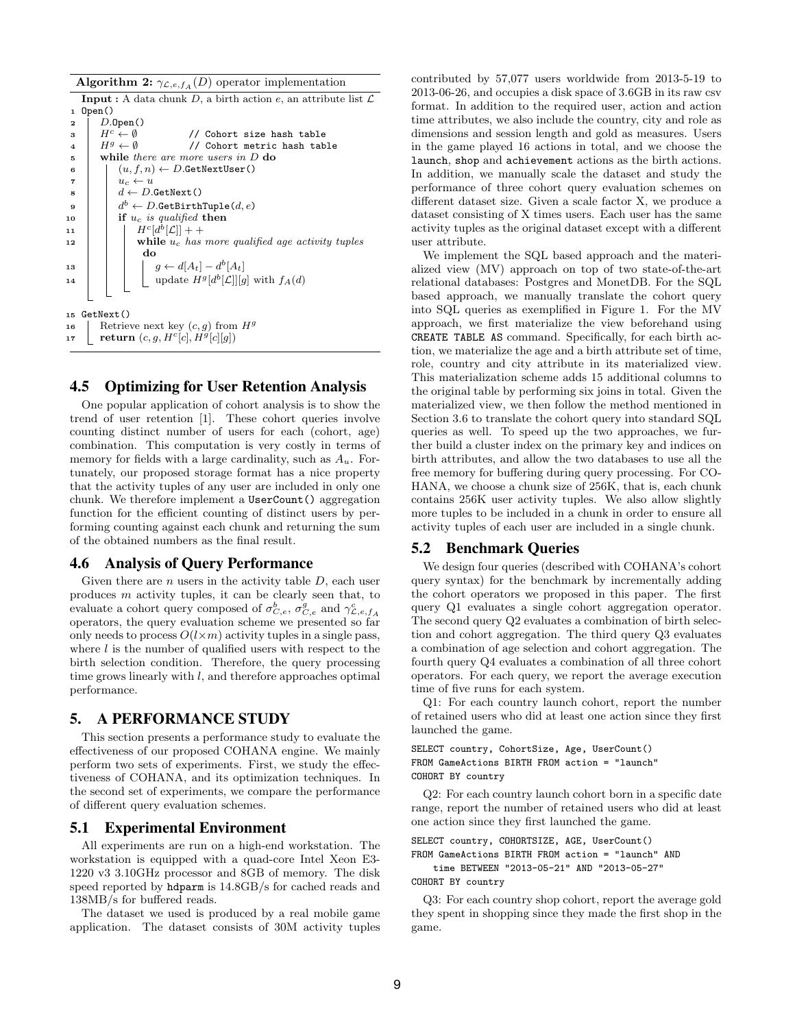**Algorithm 2:** $\gamma_{\mathcal{L},e,f_A}(D)$ operator implementation

```
Input : A data chunk D, a birth action e, an attribute list L
1  Open()
2    D.Open()
3    H^c ← ∅            // Cohort size hash table
4    H^g ← ∅            // Cohort metric hash table
5    while there are more users in D do
6      (u, f, n) ← D.GetNextUser()
7      u_c ← u
8      d ← D.GetNext()
9      d^b ← D.GetBirthTuple(d, e)
10     if u_c is qualified then
11       H^c[d^b[L]] + +
12       while u_c has more qualified age activity tuples do
13         g ← d[A_t] − d^b[A_t]
14         update H^g[d^b[L]][g] with f_A(d)

15 GetNext()
16   Retrieve next key (c, g) from H^g
17   return (c, g, H^c[c], H^g[c][g])
```

### 4.5 Optimizing for User Retention Analysis

One popular application of cohort analysis is to show the trend of user retention [1]. These cohort queries involve counting distinct number of users for each (cohort, age) combination. This computation is very costly in terms of memory for fields with a large cardinality, such as $A_u$. Fortunately, our proposed storage format has a nice property that the activity tuples of any user are included in only one chunk. We therefore implement a UserCount() aggregation function for the efficient counting of distinct users by performing counting against each chunk and returning the sum of the obtained numbers as the final result.

### 4.6 Analysis of Query Performance

Given there are $n$ users in the activity table $D$, each user produces $m$ activity tuples, it can be clearly seen that, to evaluate a cohort query composed of $\sigma^b_{C,e}$, $\sigma^g_{C,e}$ and $\gamma^c_{\mathcal{L},e,f_A}$ operators, the query evaluation scheme we presented so far only needs to process $O(l \times m)$ activity tuples in a single pass, where $l$ is the number of qualified users with respect to the birth selection condition. Therefore, the query processing time grows linearly with $l$, and therefore approaches optimal performance.

## 5. A PERFORMANCE STUDY

This section presents a performance study to evaluate the effectiveness of our proposed COHANA engine. We mainly perform two sets of experiments. First, we study the effectiveness of COHANA, and its optimization techniques. In the second set of experiments, we compare the performance of different query evaluation schemes.

### 5.1 Experimental Environment

All experiments are run on a high-end workstation. The workstation is equipped with a quad-core Intel Xeon E3-1220 v3 3.10GHz processor and 8GB of memory. The disk speed reported by hdparm is 14.8GB/s for cached reads and 138MB/s for buffered reads.

The dataset we used is produced by a real mobile game application. The dataset consists of 30M activity tuples contributed by 57,077 users worldwide from 2013-5-19 to 2013-06-26, and occupies a disk space of 3.6GB in its raw csv format. In addition to the required user, action and action time attributes, we also include the country, city and role as dimensions and session length and gold as measures. Users in the game played 16 actions in total, and we choose the launch, shop and achievement actions as the birth actions. In addition, we manually scale the dataset and study the performance of three cohort query evaluation schemes on different dataset size. Given a scale factor X, we produce a dataset consisting of X times users. Each user has the same activity tuples as the original dataset except with a different user attribute.

We implement the SQL based approach and the materialized view (MV) approach on top of two state-of-the-art relational databases: Postgres and MonetDB. For the SQL based approach, we manually translate the cohort query into SQL queries as exemplified in Figure 1. For the MV approach, we first materialize the view beforehand using CREATE TABLE AS command. Specifically, for each birth action, we materialize the age and a birth attribute set of time, role, country and city attribute in its materialized view. This materialization scheme adds 15 additional columns to the original table by performing six joins in total. Given the materialized view, we then follow the method mentioned in Section 3.6 to translate the cohort query into standard SQL queries as well. To speed up the two approaches, we further build a cluster index on the primary key and indices on birth attributes, and allow the two databases to use all the free memory for buffering during query processing. For COHANA, we choose a chunk size of 256K, that is, each chunk contains 256K user activity tuples. We also allow slightly more tuples to be included in a chunk in order to ensure all activity tuples of each user are included in a single chunk.

### 5.2 Benchmark Queries

We design four queries (described with COHANA's cohort query syntax) for the benchmark by incrementally adding the cohort operators we proposed in this paper. The first query Q1 evaluates a single cohort aggregation operator. The second query Q2 evaluates a combination of birth selection and cohort aggregation. The third query Q3 evaluates a combination of age selection and cohort aggregation. The fourth query Q4 evaluates a combination of all three cohort operators. For each query, we report the average execution time of five runs for each system.

Q1: For each country launch cohort, report the number of retained users who did at least one action since they first launched the game.

```
SELECT country, CohortSize, Age, UserCount()
FROM GameActions BIRTH FROM action = "launch"
COHORT BY country
```

Q2: For each country launch cohort born in a specific date range, report the number of retained users who did at least one action since they first launched the game.

```
SELECT country, COHORTSIZE, AGE, UserCount()
FROM GameActions BIRTH FROM action = "launch" AND
    time BETWEEN "2013-05-21" AND "2013-05-27"
COHORT BY country
```

Q3: For each country shop cohort, report the average gold they spent in shopping since they made the first shop in the game.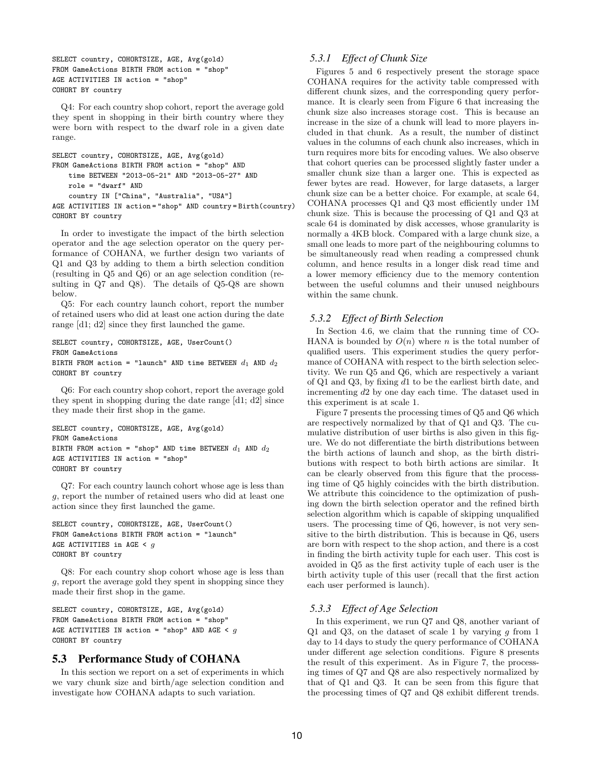```
SELECT country, COHORTSIZE, AGE, Avg(gold)
FROM GameActions BIRTH FROM action = "shop"
AGE ACTIVITIES IN action = "shop"
COHORT BY country
```

Q4: For each country shop cohort, report the average gold they spent in shopping in their birth country where they were born with respect to the dwarf role in a given date range.

```
SELECT country, COHORTSIZE, AGE, Avg(gold)
FROM GameActions BIRTH FROM action = "shop" AND
    time BETWEEN "2013-05-21" AND "2013-05-27" AND
    role = "dwarf" AND
    country IN ["China", "Australia", "USA"]
AGE ACTIVITIES IN action = "shop" AND country = Birth(country)
COHORT BY country
```

In order to investigate the impact of the birth selection operator and the age selection operator on the query performance of COHANA, we further design two variants of Q1 and Q3 by adding to them a birth selection condition (resulting in Q5 and Q6) or an age selection condition (resulting in Q7 and Q8). The details of Q5-Q8 are shown below.

Q5: For each country launch cohort, report the number of retained users who did at least one action during the date range [d1; d2] since they first launched the game.

```
SELECT country, COHORTSIZE, AGE, UserCount()
FROM GameActions
BIRTH FROM action = "launch" AND time BETWEEN d1 AND d2
COHORT BY country
```

Q6: For each country shop cohort, report the average gold they spent in shopping during the date range [d1; d2] since they made their first shop in the game.

```
SELECT country, COHORTSIZE, AGE, Avg(gold)
FROM GameActions
BIRTH FROM action = "shop" AND time BETWEEN d1 AND d2
AGE ACTIVITIES IN action = "shop"
COHORT BY country
```

Q7: For each country launch cohort whose age is less than $g$, report the number of retained users who did at least one action since they first launched the game.

```
SELECT country, COHORTSIZE, AGE, UserCount()
FROM GameActions BIRTH FROM action = "launch"
AGE ACTIVITIES in AGE < g
COHORT BY country
```

Q8: For each country shop cohort whose age is less than $g$, report the average gold they spent in shopping since they made their first shop in the game.

```
SELECT country, COHORTSIZE, AGE, Avg(gold)
FROM GameActions BIRTH FROM action = "shop"
AGE ACTIVITIES IN action = "shop" AND AGE < g
COHORT BY country
```

## 5.3 Performance Study of COHANA

In this section we report on a set of experiments in which we vary chunk size and birth/age selection condition and investigate how COHANA adapts to such variation.

### 5.3.1 *Effect of Chunk Size*

Figures 5 and 6 respectively present the storage space COHANA requires for the activity table compressed with different chunk sizes, and the corresponding query performance. It is clearly seen from Figure 6 that increasing the chunk size also increases storage cost. This is because an increase in the size of a chunk will lead to more players included in that chunk. As a result, the number of distinct values in the columns of each chunk also increases, which in turn requires more bits for encoding values. We also observe that cohort queries can be processed slightly faster under a smaller chunk size than a larger one. This is expected as fewer bytes are read. However, for large datasets, a larger chunk size can be a better choice. For example, at scale 64, COHANA processes Q1 and Q3 most efficiently under 1M chunk size. This is because the processing of Q1 and Q3 at scale 64 is dominated by disk accesses, whose granularity is normally a 4KB block. Compared with a large chunk size, a small one leads to more part of the neighbouring columns to be simultaneously read when reading a compressed chunk column, and hence results in a longer disk read time and a lower memory efficiency due to the memory contention between the useful columns and their unused neighbours within the same chunk.

### 5.3.2 *Effect of Birth Selection*

In Section 4.6, we claim that the running time of COHANA is bounded by $O(n)$ where $n$ is the total number of qualified users. This experiment studies the query performance of COHANA with respect to the birth selection selectivity. We run Q5 and Q6, which are respectively a variant of Q1 and Q3, by fixing $d1$ to be the earliest birth date, and incrementing $d2$ by one day each time. The dataset used in this experiment is at scale 1.

Figure 7 presents the processing times of Q5 and Q6 which are respectively normalized by that of Q1 and Q3. The cumulative distribution of user births is also given in this figure. We do not differentiate the birth distributions between the birth actions of launch and shop, as the birth distributions with respect to both birth actions are similar. It can be clearly observed from this figure that the processing time of Q5 highly coincides with the birth distribution. We attribute this coincidence to the optimization of pushing down the birth selection operator and the refined birth selection algorithm which is capable of skipping unqualified users. The processing time of Q6, however, is not very sensitive to the birth distribution. This is because in Q6, users are born with respect to the shop action, and there is a cost in finding the birth activity tuple for each user. This cost is avoided in Q5 as the first activity tuple of each user is the birth activity tuple of this user (recall that the first action each user performed is launch).

### 5.3.3 *Effect of Age Selection*

In this experiment, we run Q7 and Q8, another variant of Q1 and Q3, on the dataset of scale 1 by varying $g$ from 1 day to 14 days to study the query performance of COHANA under different age selection conditions. Figure 8 presents the result of this experiment. As in Figure 7, the processing times of Q7 and Q8 are also respectively normalized by that of Q1 and Q3. It can be seen from this figure that the processing times of Q7 and Q8 exhibit different trends.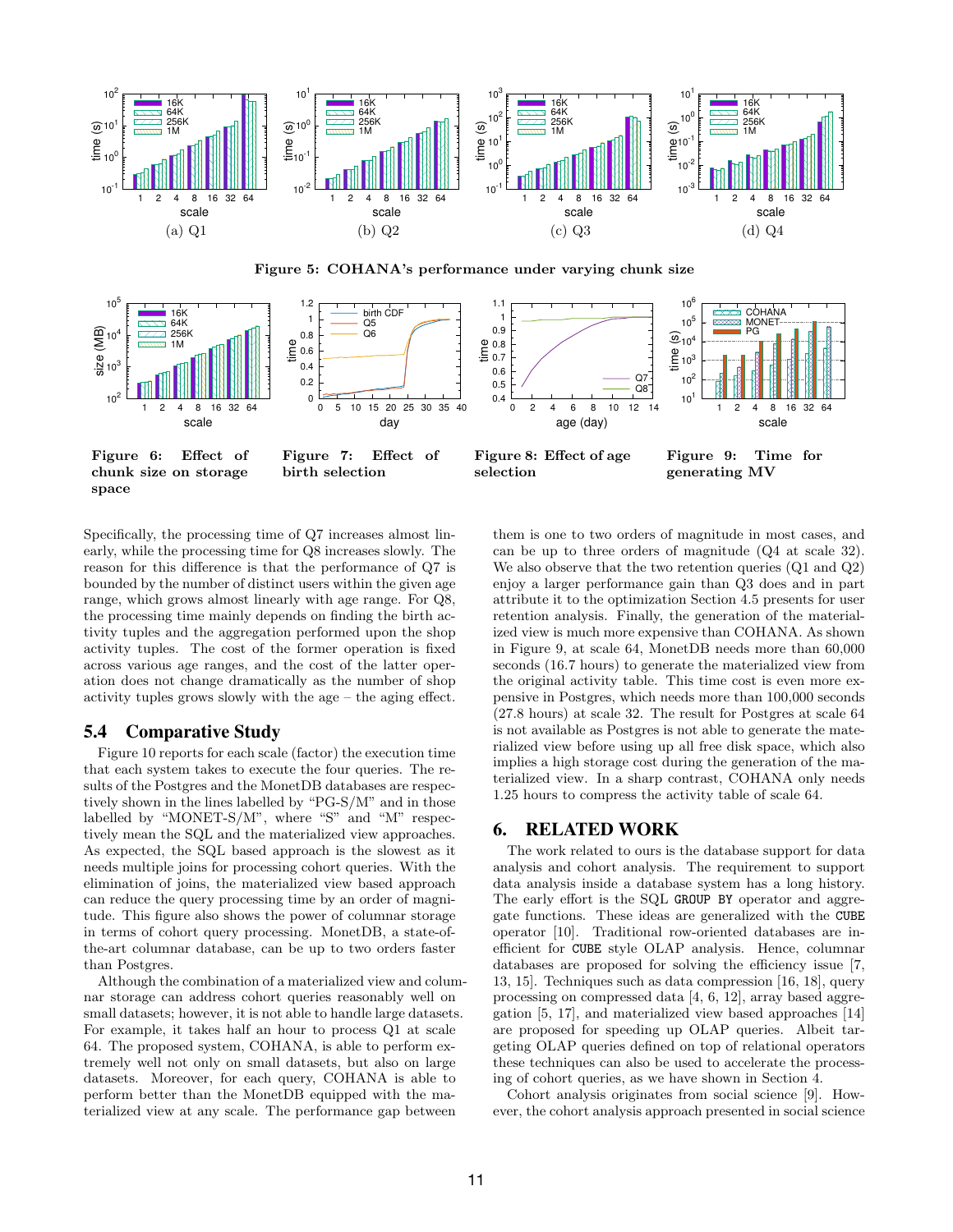Figure 5: COHANA's performance under varying chunk size

(a) Q1 (b) Q2 (c) Q3 (d) Q4

Figure 6: Effect of chunk size on storage space

Figure 7: Effect of birth selection

Figure 8: Effect of age selection

Figure 9: Time for generating MV

Specifically, the processing time of Q7 increases almost linearly, while the processing time for Q8 increases slowly. The reason for this difference is that the performance of Q7 is bounded by the number of distinct users within the given age range, which grows almost linearly with age range. For Q8, the processing time mainly depends on finding the birth activity tuples and the aggregation performed upon the shop activity tuples. The cost of the former operation is fixed across various age ranges, and the cost of the latter operation does not change dramatically as the number of shop activity tuples grows slowly with the age – the aging effect.

## 5.4 Comparative Study

Figure 10 reports for each scale (factor) the execution time that each system takes to execute the four queries. The results of the Postgres and the MonetDB databases are respectively shown in the lines labelled by "PG-S/M" and in those labelled by "MONET-S/M", where "S" and "M" respectively mean the SQL and the materialized view approaches. As expected, the SQL based approach is the slowest as it needs multiple joins for processing cohort queries. With the elimination of joins, the materialized view based approach can reduce the query processing time by an order of magnitude. This figure also shows the power of columnar storage in terms of cohort query processing. MonetDB, a state-of-the-art columnar database, can be up to two orders faster than Postgres.

Although the combination of a materialized view and columnar storage can address cohort queries reasonably well on small datasets; however, it is not able to handle large datasets. For example, it takes half an hour to process Q1 at scale 64. The proposed system, COHANA, is able to perform extremely well not only on small datasets, but also on large datasets. Moreover, for each query, COHANA is able to perform better than the MonetDB equipped with the materialized view at any scale. The performance gap between them is one to two orders of magnitude in most cases, and can be up to three orders of magnitude (Q4 at scale 32). We also observe that the two retention queries (Q1 and Q2) enjoy a larger performance gain than Q3 does and in part attribute it to the optimization Section 4.5 presents for user retention analysis. Finally, the generation of the materialized view is much more expensive than COHANA. As shown in Figure 9, at scale 64, MonetDB needs more than 60,000 seconds (16.7 hours) to generate the materialized view from the original activity table. This time cost is even more expensive in Postgres, which needs more than 100,000 seconds (27.8 hours) at scale 32. The result for Postgres at scale 64 is not available as Postgres is not able to generate the materialized view before using up all free disk space, which also implies a high storage cost during the generation of the materialized view. In a sharp contrast, COHANA only needs 1.25 hours to compress the activity table of scale 64.

# 6. RELATED WORK

The work related to ours is the database support for data analysis and cohort analysis. The requirement to support data analysis inside a database system has a long history. The early effort is the SQL `GROUP BY` operator and aggregate functions. These ideas are generalized with the `CUBE` operator [10]. Traditional row-oriented databases are inefficient for `CUBE` style OLAP analysis. Hence, columnar databases are proposed for solving the efficiency issue [7, 13, 15]. Techniques such as data compression [16, 18], query processing on compressed data [4, 6, 12], array based aggregation [5, 17], and materialized view based approaches [14] are proposed for speeding up OLAP queries. Albeit targeting OLAP queries defined on top of relational operators these techniques can also be used to accelerate the processing of cohort queries, as we have shown in Section 4.

Cohort analysis originates from social science [9]. However, the cohort analysis approach presented in social science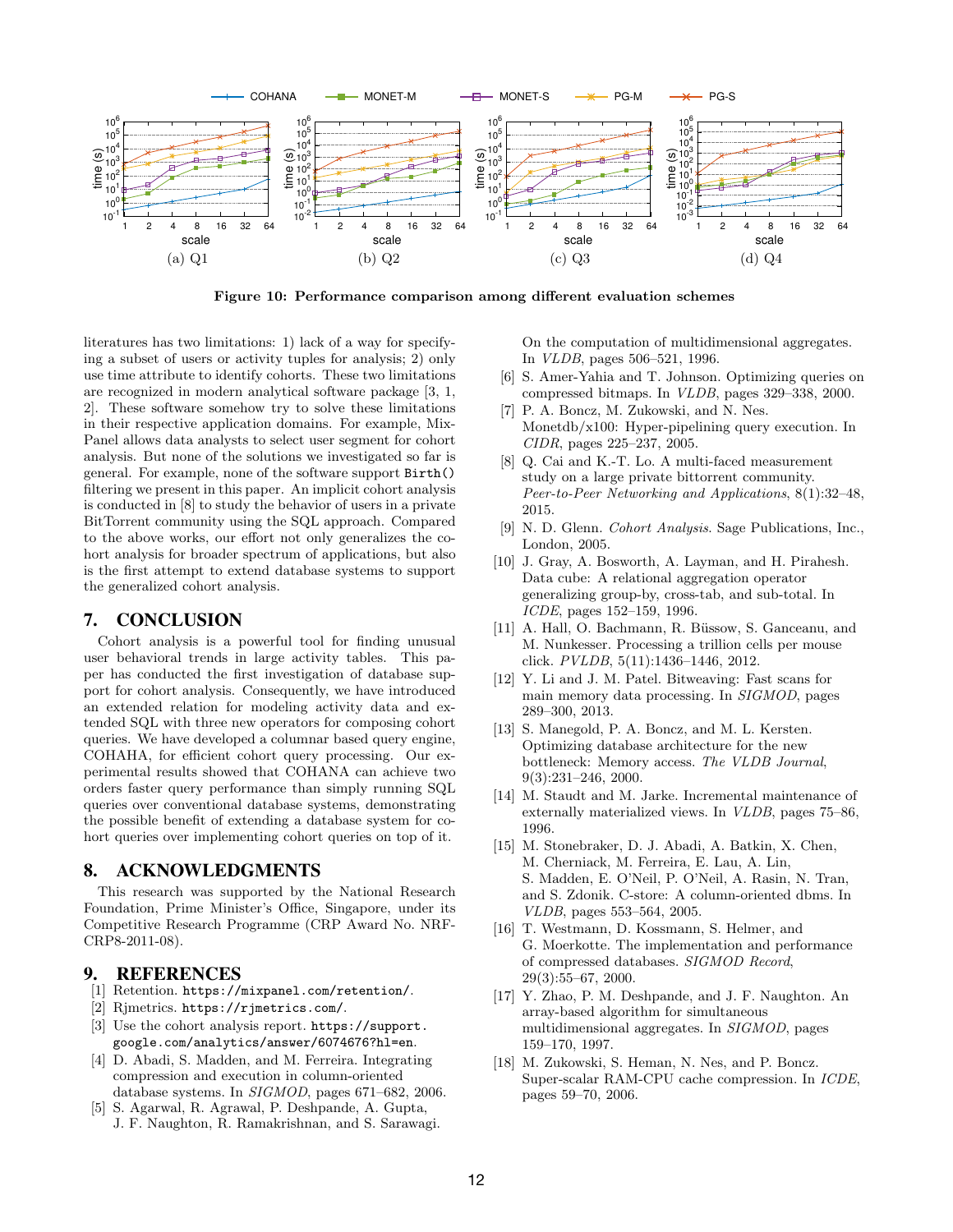COHANA MONET-M MONET-S PG-M PG-S

time (s)

scale

1 2 4 8 16 32 64

(a) Q1

(b) Q2

(c) Q3

(d) Q4

**Figure 10: Performance comparison among different evaluation schemes**

literatures has two limitations: 1) lack of a way for specifying a subset of users or activity tuples for analysis; 2) only use time attribute to identify cohorts. These two limitations are recognized in modern analytical software package [3, 1, 2]. These software somehow try to solve these limitations in their respective application domains. For example, MixPanel allows data analysts to select user segment for cohort analysis. But none of the solutions we investigated so far is general. For example, none of the software support `Birth()` filtering we present in this paper. An implicit cohort analysis is conducted in [8] to study the behavior of users in a private BitTorrent community using the SQL approach. Compared to the above works, our effort not only generalizes the cohort analysis for broader spectrum of applications, but also is the first attempt to extend database systems to support the generalized cohort analysis.

# 7. CONCLUSION

Cohort analysis is a powerful tool for finding unusual user behavioral trends in large activity tables. This paper has conducted the first investigation of database support for cohort analysis. Consequently, we have introduced an extended relation for modeling activity data and extended SQL with three new operators for composing cohort queries. We have developed a columnar based query engine, COHAHA, for efficient cohort query processing. Our experimental results showed that COHANA can achieve two orders faster query performance than simply running SQL queries over conventional database systems, demonstrating the possible benefit of extending a database system for cohort queries over implementing cohort queries on top of it.

# 8. ACKNOWLEDGMENTS

This research was supported by the National Research Foundation, Prime Minister's Office, Singapore, under its Competitive Research Programme (CRP Award No. NRF-CRP8-2011-08).

# 9. REFERENCES

[1] Retention. https://mixpanel.com/retention/.

[2] Rjmetrics. https://rjmetrics.com/.

[3] Use the cohort analysis report. https://support.google.com/analytics/answer/6074676?hl=en.

[4] D. Abadi, S. Madden, and M. Ferreira. Integrating compression and execution in column-oriented database systems. In *SIGMOD*, pages 671–682, 2006.

[5] S. Agarwal, R. Agrawal, P. Deshpande, A. Gupta, J. F. Naughton, R. Ramakrishnan, and S. Sarawagi. On the computation of multidimensional aggregates. In *VLDB*, pages 506–521, 1996.

[6] S. Amer-Yahia and T. Johnson. Optimizing queries on compressed bitmaps. In *VLDB*, pages 329–338, 2000.

[7] P. A. Boncz, M. Zukowski, and N. Nes. Monetdb/x100: Hyper-pipelining query execution. In *CIDR*, pages 225–237, 2005.

[8] Q. Cai and K.-T. Lo. A multi-faced measurement study on a large private bittorrent community. *Peer-to-Peer Networking and Applications*, 8(1):32–48, 2015.

[9] N. D. Glenn. *Cohort Analysis*. Sage Publications, Inc., London, 2005.

[10] J. Gray, A. Bosworth, A. Layman, and H. Pirahesh. Data cube: A relational aggregation operator generalizing group-by, cross-tab, and sub-total. In *ICDE*, pages 152–159, 1996.

[11] A. Hall, O. Bachmann, R. Büssow, S. Ganceanu, and M. Nunkesser. Processing a trillion cells per mouse click. *PVLDB*, 5(11):1436–1446, 2012.

[12] Y. Li and J. M. Patel. Bitweaving: Fast scans for main memory data processing. In *SIGMOD*, pages 289–300, 2013.

[13] S. Manegold, P. A. Boncz, and M. L. Kersten. Optimizing database architecture for the new bottleneck: Memory access. *The VLDB Journal*, 9(3):231–246, 2000.

[14] M. Staudt and M. Jarke. Incremental maintenance of externally materialized views. In *VLDB*, pages 75–86, 1996.

[15] M. Stonebraker, D. J. Abadi, A. Batkin, X. Chen, M. Cherniack, M. Ferreira, E. Lau, A. Lin, S. Madden, E. O'Neil, P. O'Neil, A. Rasin, N. Tran, and S. Zdonik. C-store: A column-oriented dbms. In *VLDB*, pages 553–564, 2005.

[16] T. Westmann, D. Kossmann, S. Helmer, and G. Moerkotte. The implementation and performance of compressed databases. *SIGMOD Record*, 29(3):55–67, 2000.

[17] Y. Zhao, P. M. Deshpande, and J. F. Naughton. An array-based algorithm for simultaneous multidimensional aggregates. In *SIGMOD*, pages 159–170, 1997.

[18] M. Zukowski, S. Heman, N. Nes, and P. Boncz. Super-scalar RAM-CPU cache compression. In *ICDE*, pages 59–70, 2006.